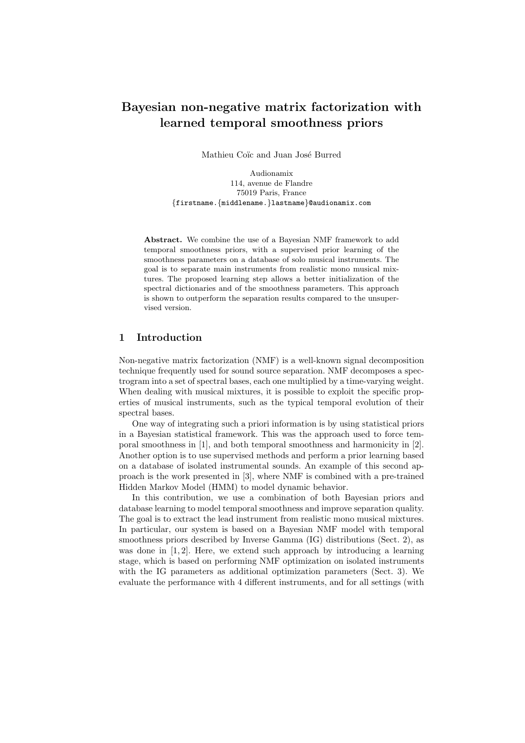# Bayesian non-negative matrix factorization with learned temporal smoothness priors

Mathieu Coïc and Juan José Burred

Audionamix
114, avenue de Flandre
75019 Paris, France
{firstname.{middlename.}lastname}@audionamix.com

**Abstract.** We combine the use of a Bayesian NMF framework to add temporal smoothness priors, with a supervised prior learning of the smoothness parameters on a database of solo musical instruments. The goal is to separate main instruments from realistic mono musical mixtures. The proposed learning step allows a better initialization of the spectral dictionaries and of the smoothness parameters. This approach is shown to outperform the separation results compared to the unsupervised version.

## 1 Introduction

Non-negative matrix factorization (NMF) is a well-known signal decomposition technique frequently used for sound source separation. NMF decomposes a spectrogram into a set of spectral bases, each one multiplied by a time-varying weight. When dealing with musical mixtures, it is possible to exploit the specific properties of musical instruments, such as the typical temporal evolution of their spectral bases.

One way of integrating such a priori information is by using statistical priors in a Bayesian statistical framework. This was the approach used to force temporal smoothness in [1], and both temporal smoothness and harmonicity in [2]. Another option is to use supervised methods and perform a prior learning based on a database of isolated instrumental sounds. An example of this second approach is the work presented in [3], where NMF is combined with a pre-trained Hidden Markov Model (HMM) to model dynamic behavior.

In this contribution, we use a combination of both Bayesian priors and database learning to model temporal smoothness and improve separation quality. The goal is to extract the lead instrument from realistic mono musical mixtures. In particular, our system is based on a Bayesian NMF model with temporal smoothness priors described by Inverse Gamma (IG) distributions (Sect. 2), as was done in [1, 2]. Here, we extend such approach by introducing a learning stage, which is based on performing NMF optimization on isolated instruments with the IG parameters as additional optimization parameters (Sect. 3). We evaluate the performance with 4 different instruments, and for all settings (with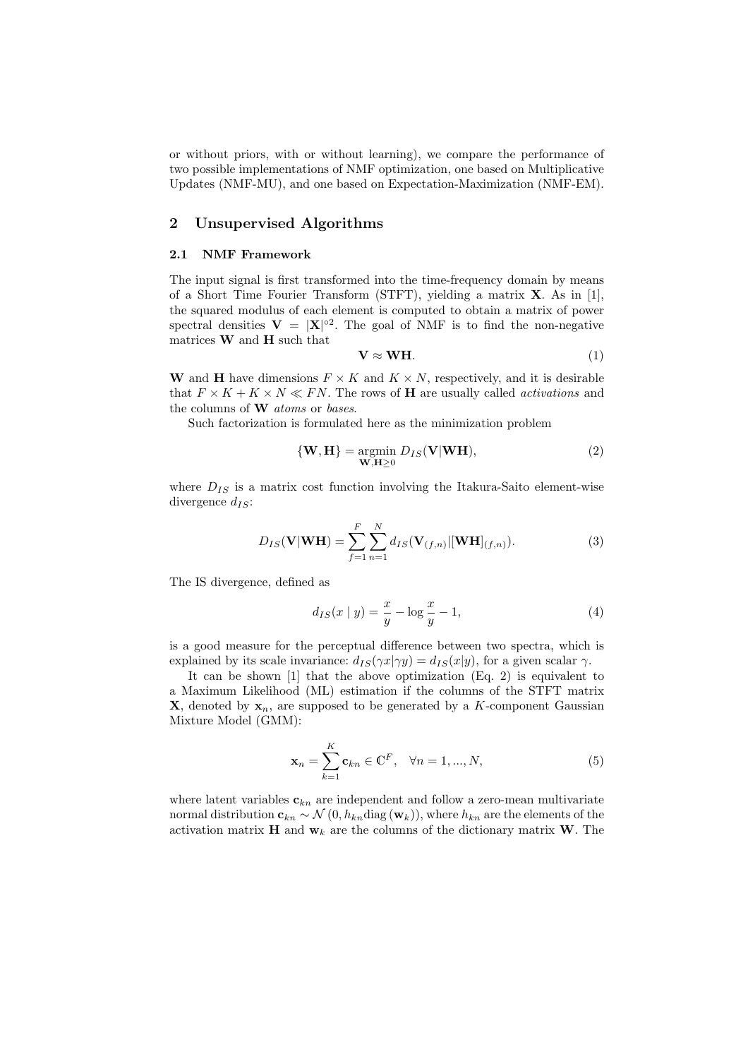or without priors, with or without learning), we compare the performance of two possible implementations of NMF optimization, one based on Multiplicative Updates (NMF-MU), and one based on Expectation-Maximization (NMF-EM).

## 2 Unsupervised Algorithms

### 2.1 NMF Framework

The input signal is first transformed into the time-frequency domain by means of a Short Time Fourier Transform (STFT), yielding a matrix $\mathbf{X}$. As in [1], the squared modulus of each element is computed to obtain a matrix of power spectral densities $\mathbf{V} = |\mathbf{X}|^{\circ 2}$. The goal of NMF is to find the non-negative matrices $\mathbf{W}$ and $\mathbf{H}$ such that

$$\mathbf{V} \approx \mathbf{WH}. \tag{1}$$

$\mathbf{W}$ and $\mathbf{H}$ have dimensions $F \times K$ and $K \times N$, respectively, and it is desirable that $F \times K + K \times N \ll FN$. The rows of $\mathbf{H}$ are usually called *activations* and the columns of $\mathbf{W}$ *atoms* or *bases*.

Such factorization is formulated here as the minimization problem

$$\{\mathbf{W}, \mathbf{H}\} = \underset{\mathbf{W},\mathbf{H} \geq 0}{\operatorname{argmin}} \, D_{IS}(\mathbf{V}|\mathbf{WH}), \tag{2}$$

where $D_{IS}$ is a matrix cost function involving the Itakura-Saito element-wise divergence $d_{IS}$:

$$D_{IS}(\mathbf{V}|\mathbf{WH}) = \sum_{f=1}^{F} \sum_{n=1}^{N} d_{IS}(\mathbf{V}_{(f,n)}|[\mathbf{WH}]_{(f,n)}). \tag{3}$$

The IS divergence, defined as

$$d_{IS}(x \mid y) = \frac{x}{y} - \log \frac{x}{y} - 1, \tag{4}$$

is a good measure for the perceptual difference between two spectra, which is explained by its scale invariance: $d_{IS}(\gamma x|\gamma y) = d_{IS}(x|y)$, for a given scalar $\gamma$.

It can be shown [1] that the above optimization (Eq. 2) is equivalent to a Maximum Likelihood (ML) estimation if the columns of the STFT matrix $\mathbf{X}$, denoted by $\mathbf{x}_n$, are supposed to be generated by a $K$-component Gaussian Mixture Model (GMM):

$$\mathbf{x}_n = \sum_{k=1}^{K} \mathbf{c}_{kn} \in \mathbb{C}^F, \quad \forall n = 1, ..., N, \tag{5}$$

where latent variables $\mathbf{c}_{kn}$ are independent and follow a zero-mean multivariate normal distribution $\mathbf{c}_{kn} \sim \mathcal{N}\left(0, h_{kn} \operatorname{diag}\left(\mathbf{w}_k\right)\right)$, where $h_{kn}$ are the elements of the activation matrix $\mathbf{H}$ and $\mathbf{w}_k$ are the columns of the dictionary matrix $\mathbf{W}$. The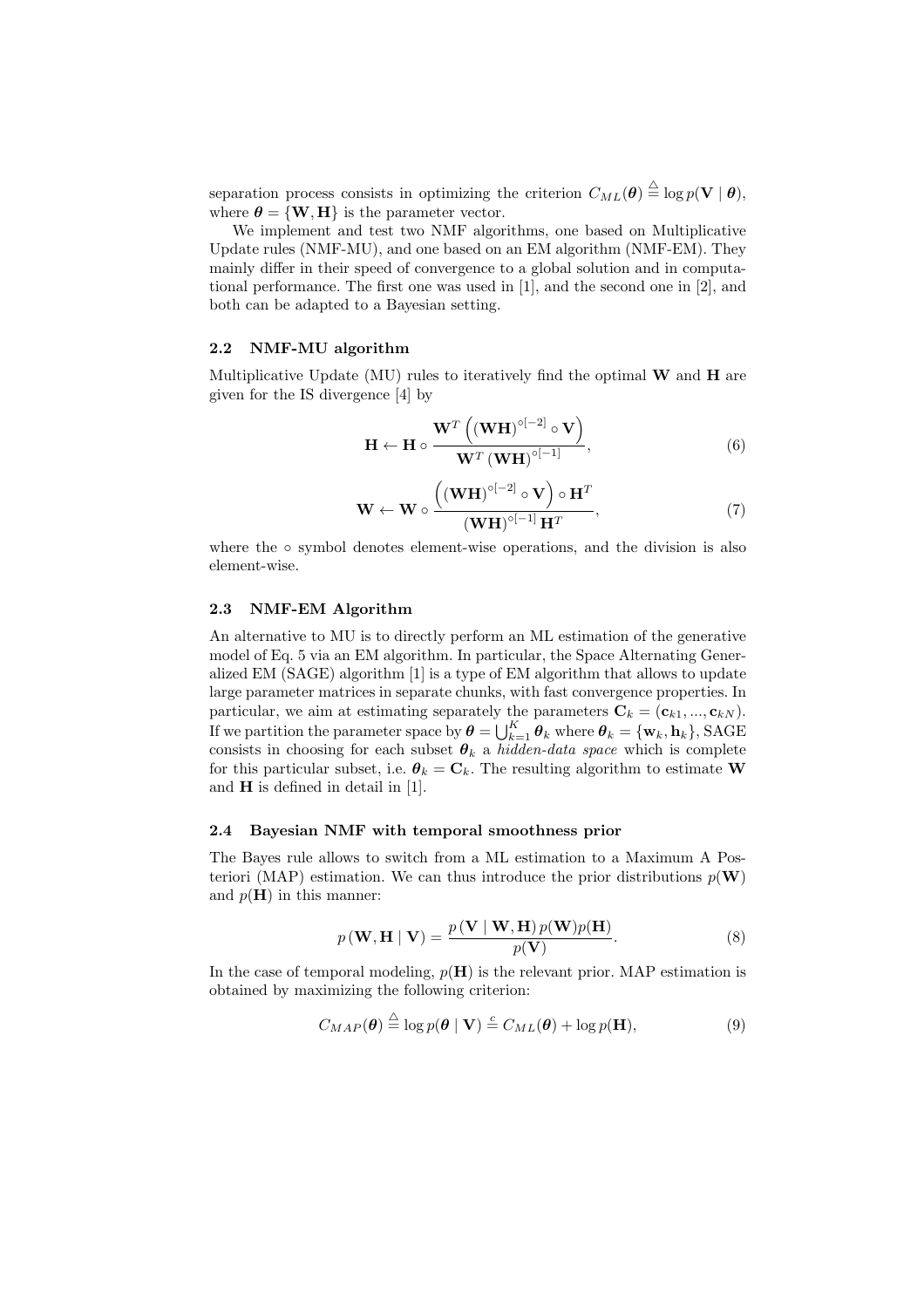separation process consists in optimizing the criterion $C_{ML}(\boldsymbol{\theta}) \stackrel{\triangle}{=} \log p(\mathbf{V} \mid \boldsymbol{\theta})$, where $\boldsymbol{\theta} = \{\mathbf{W}, \mathbf{H}\}$ is the parameter vector.

We implement and test two NMF algorithms, one based on Multiplicative Update rules (NMF-MU), and one based on an EM algorithm (NMF-EM). They mainly differ in their speed of convergence to a global solution and in computational performance. The first one was used in [1], and the second one in [2], and both can be adapted to a Bayesian setting.

### 2.2 NMF-MU algorithm

Multiplicative Update (MU) rules to iteratively find the optimal $\mathbf{W}$ and $\mathbf{H}$ are given for the IS divergence [4] by

$$\mathbf{H} \leftarrow \mathbf{H} \circ \frac{\mathbf{W}^T \left( (\mathbf{WH})^{\circ[-2]} \circ \mathbf{V} \right)}{\mathbf{W}^T (\mathbf{WH})^{\circ[-1]}}, \tag{6}$$

$$\mathbf{W} \leftarrow \mathbf{W} \circ \frac{\left( (\mathbf{WH})^{\circ[-2]} \circ \mathbf{V} \right) \circ \mathbf{H}^T}{(\mathbf{WH})^{\circ[-1]} \, \mathbf{H}^T}, \tag{7}$$

where the $\circ$ symbol denotes element-wise operations, and the division is also element-wise.

### 2.3 NMF-EM Algorithm

An alternative to MU is to directly perform an ML estimation of the generative model of Eq. 5 via an EM algorithm. In particular, the Space Alternating Generalized EM (SAGE) algorithm [1] is a type of EM algorithm that allows to update large parameter matrices in separate chunks, with fast convergence properties. In particular, we aim at estimating separately the parameters $\mathbf{C}_k = (\mathbf{c}_{k1}, ..., \mathbf{c}_{kN})$. If we partition the parameter space by $\boldsymbol{\theta} = \bigcup_{k=1}^{K} \boldsymbol{\theta}_k$ where $\boldsymbol{\theta}_k = \{\mathbf{w}_k, \mathbf{h}_k\}$, SAGE consists in choosing for each subset $\boldsymbol{\theta}_k$ a *hidden-data space* which is complete for this particular subset, i.e. $\boldsymbol{\theta}_k = \mathbf{C}_k$. The resulting algorithm to estimate $\mathbf{W}$ and $\mathbf{H}$ is defined in detail in [1].

### 2.4 Bayesian NMF with temporal smoothness prior

The Bayes rule allows to switch from a ML estimation to a Maximum A Posteriori (MAP) estimation. We can thus introduce the prior distributions $p(\mathbf{W})$ and $p(\mathbf{H})$ in this manner:

$$p(\mathbf{W}, \mathbf{H} \mid \mathbf{V}) = \frac{p(\mathbf{V} \mid \mathbf{W}, \mathbf{H}) \, p(\mathbf{W}) p(\mathbf{H})}{p(\mathbf{V})}. \tag{8}$$

In the case of temporal modeling, $p(\mathbf{H})$ is the relevant prior. MAP estimation is obtained by maximizing the following criterion:

$$C_{MAP}(\boldsymbol{\theta}) \stackrel{\triangle}{=} \log p(\boldsymbol{\theta} \mid \mathbf{V}) \stackrel{c}{=} C_{ML}(\boldsymbol{\theta}) + \log p(\mathbf{H}), \tag{9}$$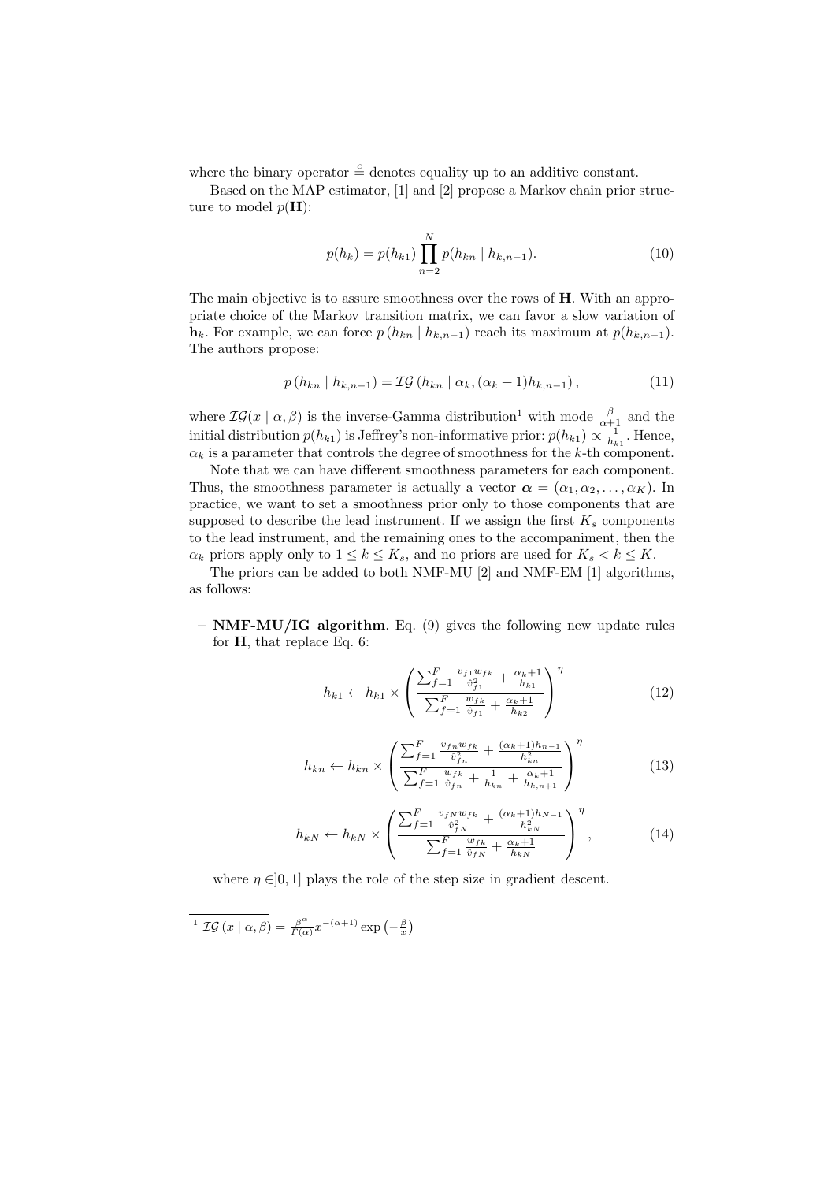where the binary operator $\overset{c}{=}$ denotes equality up to an additive constant.

Based on the MAP estimator, [1] and [2] propose a Markov chain prior structure to model $p(\mathbf{H})$:

$$p(h_k) = p(h_{k1}) \prod_{n=2}^{N} p(h_{kn} \mid h_{k,n-1}). \tag{10}$$

The main objective is to assure smoothness over the rows of $\mathbf{H}$. With an appropriate choice of the Markov transition matrix, we can favor a slow variation of $\mathbf{h}_k$. For example, we can force $p\left(h_{kn} \mid h_{k,n-1}\right)$ reach its maximum at $p(h_{k,n-1})$. The authors propose:

$$p\left(h_{kn} \mid h_{k,n-1}\right) = \mathcal{IG}\left(h_{kn} \mid \alpha_k, (\alpha_k+1)h_{k,n-1}\right), \tag{11}$$

where $\mathcal{IG}(x \mid \alpha, \beta)$ is the inverse-Gamma distribution[1] with mode $\frac{\beta}{\alpha+1}$ and the initial distribution $p(h_{k1})$ is Jeffrey's non-informative prior: $p(h_{k1}) \propto \frac{1}{h_{k1}}$. Hence, $\alpha_k$ is a parameter that controls the degree of smoothness for the $k$-th component.

Note that we can have different smoothness parameters for each component. Thus, the smoothness parameter is actually a vector $\boldsymbol{\alpha} = (\alpha_1, \alpha_2, \ldots, \alpha_K)$. In practice, we want to set a smoothness prior only to those components that are supposed to describe the lead instrument. If we assign the first $K_s$ components to the lead instrument, and the remaining ones to the accompaniment, then the $\alpha_k$ priors apply only to $1 \le k \le K_s$, and no priors are used for $K_s < k \le K$.

The priors can be added to both NMF-MU [2] and NMF-EM [1] algorithms, as follows:

– **NMF-MU/IG algorithm**. Eq. (9) gives the following new update rules for $\mathbf{H}$, that replace Eq. 6:

$$h_{k1} \leftarrow h_{k1} \times \left( \frac{\sum_{f=1}^{F} \frac{v_{f1} w_{fk}}{\hat{v}_{f1}^2} + \frac{\alpha_k+1}{h_{k1}}}{\sum_{f=1}^{F} \frac{w_{fk}}{\hat{v}_{f1}} + \frac{\alpha_k+1}{h_{k2}}} \right)^{\eta} \tag{12}$$

$$h_{kn} \leftarrow h_{kn} \times \left( \frac{\sum_{f=1}^{F} \frac{v_{fn} w_{fk}}{\hat{v}_{fn}^2} + \frac{(\alpha_k+1)h_{n-1}}{h_{kn}^2}}{\sum_{f=1}^{F} \frac{w_{fk}}{\hat{v}_{fn}} + \frac{1}{h_{kn}} + \frac{\alpha_k+1}{h_{k,n+1}}} \right)^{\eta} \tag{13}$$

$$h_{kN} \leftarrow h_{kN} \times \left( \frac{\sum_{f=1}^{F} \frac{v_{fN} w_{fk}}{\hat{v}_{fN}^2} + \frac{(\alpha_k+1)h_{N-1}}{h_{kN}^2}}{\sum_{f=1}^{F} \frac{w_{fk}}{\hat{v}_{fN}} + \frac{\alpha_k+1}{h_{kN}}} \right)^{\eta}, \tag{14}$$

where $\eta \in ]0,1]$ plays the role of the step size in gradient descent.

[1] $\mathcal{IG}\left(x \mid \alpha, \beta\right) = \frac{\beta^{\alpha}}{\Gamma(\alpha)} x^{-(\alpha+1)} \exp\left(-\frac{\beta}{x}\right)$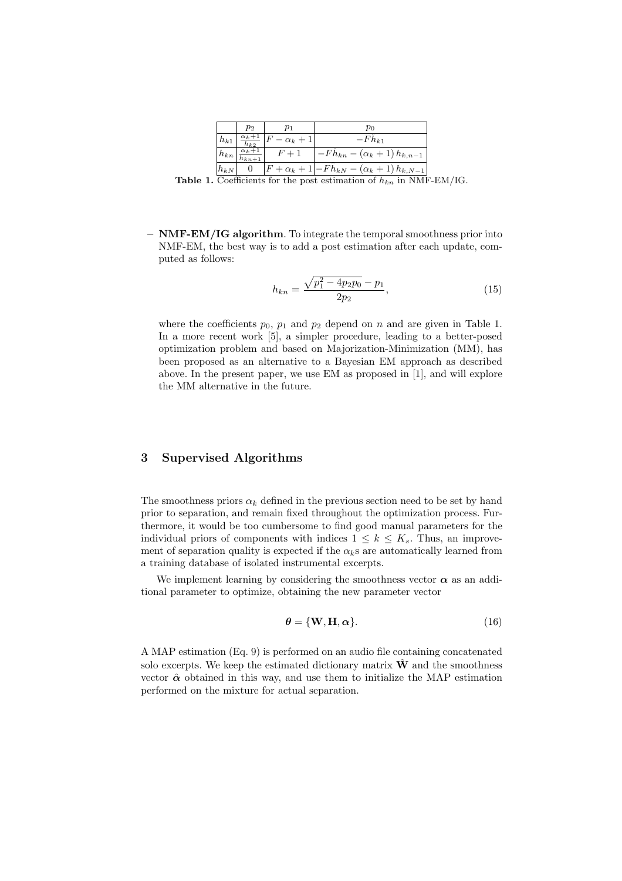| | $p_2$ | $p_1$ | $p_0$ |
|---|---|---|---|
| $h_{k1}$ | $\frac{\alpha_k+1}{h_{k2}}$ | $F-\alpha_k+1$ | $-F\hat{h}_{k1}$ |
| $h_{kn}$ | $\frac{\alpha_k+1}{h_{kn+1}}$ | $F+1$ | $-F\hat{h}_{kn}-(\alpha_k+1)\,h_{k,n-1}$ |
| $h_{kN}$ | $0$ | $F+\alpha_k+1$ | $-F\hat{h}_{kN}-(\alpha_k+1)\,h_{k,N-1}$ |

**Table 1.** Coefficients for the post estimation of $h_{kn}$ in NMF-EM/IG.

– **NMF-EM/IG algorithm**. To integrate the temporal smoothness prior into NMF-EM, the best way is to add a post estimation after each update, computed as follows:

$$h_{kn} = \frac{\sqrt{p_1^2 - 4p_2p_0} - p_1}{2p_2}, \tag{15}$$

where the coefficients $p_0$, $p_1$ and $p_2$ depend on $n$ and are given in Table 1. In a more recent work [5], a simpler procedure, leading to a better-posed optimization problem and based on Majorization-Minimization (MM), has been proposed as an alternative to a Bayesian EM approach as described above. In the present paper, we use EM as proposed in [1], and will explore the MM alternative in the future.

## 3 Supervised Algorithms

The smoothness priors $\alpha_k$ defined in the previous section need to be set by hand prior to separation, and remain fixed throughout the optimization process. Furthermore, it would be too cumbersome to find good manual parameters for the individual priors of components with indices $1 \leq k \leq K_s$. Thus, an improvement of separation quality is expected if the $\alpha_k$s are automatically learned from a training database of isolated instrumental excerpts.

We implement learning by considering the smoothness vector $\boldsymbol{\alpha}$ as an additional parameter to optimize, obtaining the new parameter vector

$$\boldsymbol{\theta} = \{\mathbf{W}, \mathbf{H}, \boldsymbol{\alpha}\}. \tag{16}$$

A MAP estimation (Eq. 9) is performed on an audio file containing concatenated solo excerpts. We keep the estimated dictionary matrix $\hat{\mathbf{W}}$ and the smoothness vector $\hat{\boldsymbol{\alpha}}$ obtained in this way, and use them to initialize the MAP estimation performed on the mixture for actual separation.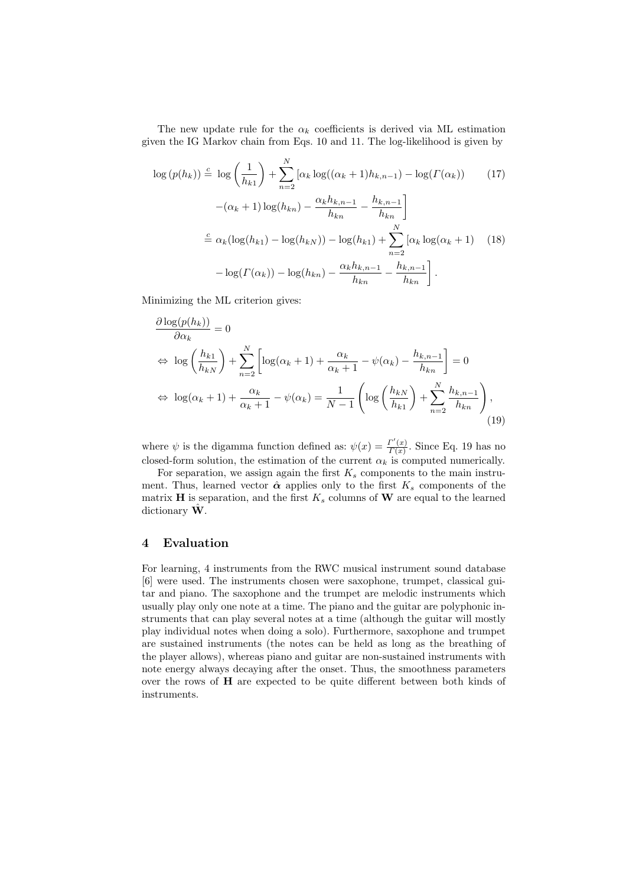The new update rule for the $\alpha_k$ coefficients is derived via ML estimation given the IG Markov chain from Eqs. 10 and 11. The log-likelihood is given by

$$
\begin{aligned}
\log\left(p(h_k)\right) &\stackrel{c}{=} \log\left(\frac{1}{h_{k1}}\right) + \sum_{n=2}^{N} \left[\alpha_k \log((\alpha_k+1)h_{k,n-1}) - \log(\Gamma(\alpha_k)) \right. && (17)\\
&\quad \left. -(\alpha_k+1)\log(h_{kn}) - \frac{\alpha_k h_{k,n-1}}{h_{kn}} - \frac{h_{k,n-1}}{h_{kn}}\right] \\
&\stackrel{c}{=} \alpha_k(\log(h_{k1}) - \log(h_{kN})) - \log(h_{k1}) + \sum_{n=2}^{N} \left[\alpha_k \log(\alpha_k+1) \right. && (18)\\
&\quad \left. - \log(\Gamma(\alpha_k)) - \log(h_{kn}) - \frac{\alpha_k h_{k,n-1}}{h_{kn}} - \frac{h_{k,n-1}}{h_{kn}}\right].
\end{aligned}
$$

Minimizing the ML criterion gives:

$$
\begin{aligned}
&\frac{\partial \log(p(h_k))}{\partial \alpha_k} = 0 \\
&\Leftrightarrow \log\left(\frac{h_{k1}}{h_{kN}}\right) + \sum_{n=2}^{N}\left[\log(\alpha_k+1) + \frac{\alpha_k}{\alpha_k+1} - \psi(\alpha_k) - \frac{h_{k,n-1}}{h_{kn}}\right] = 0 \\
&\Leftrightarrow \log(\alpha_k+1) + \frac{\alpha_k}{\alpha_k+1} - \psi(\alpha_k) = \frac{1}{N-1}\left(\log\left(\frac{h_{kN}}{h_{k1}}\right) + \sum_{n=2}^{N}\frac{h_{k,n-1}}{h_{kn}}\right), && (19)
\end{aligned}
$$

where $\psi$ is the digamma function defined as: $\psi(x) = \frac{\Gamma'(x)}{\Gamma(x)}$. Since Eq. 19 has no closed-form solution, the estimation of the current $\alpha_k$ is computed numerically.

For separation, we assign again the first $K_s$ components to the main instrument. Thus, learned vector $\hat{\boldsymbol{\alpha}}$ applies only to the first $K_s$ components of the matrix $\mathbf{H}$ is separation, and the first $K_s$ columns of $\mathbf{W}$ are equal to the learned dictionary $\hat{\mathbf{W}}$.

## 4 Evaluation

For learning, 4 instruments from the RWC musical instrument sound database [6] were used. The instruments chosen were saxophone, trumpet, classical guitar and piano. The saxophone and the trumpet are melodic instruments which usually play only one note at a time. The piano and the guitar are polyphonic instruments that can play several notes at a time (although the guitar will mostly play individual notes when doing a solo). Furthermore, saxophone and trumpet are sustained instruments (the notes can be held as long as the breathing of the player allows), whereas piano and guitar are non-sustained instruments with note energy always decaying after the onset. Thus, the smoothness parameters over the rows of $\mathbf{H}$ are expected to be quite different between both kinds of instruments.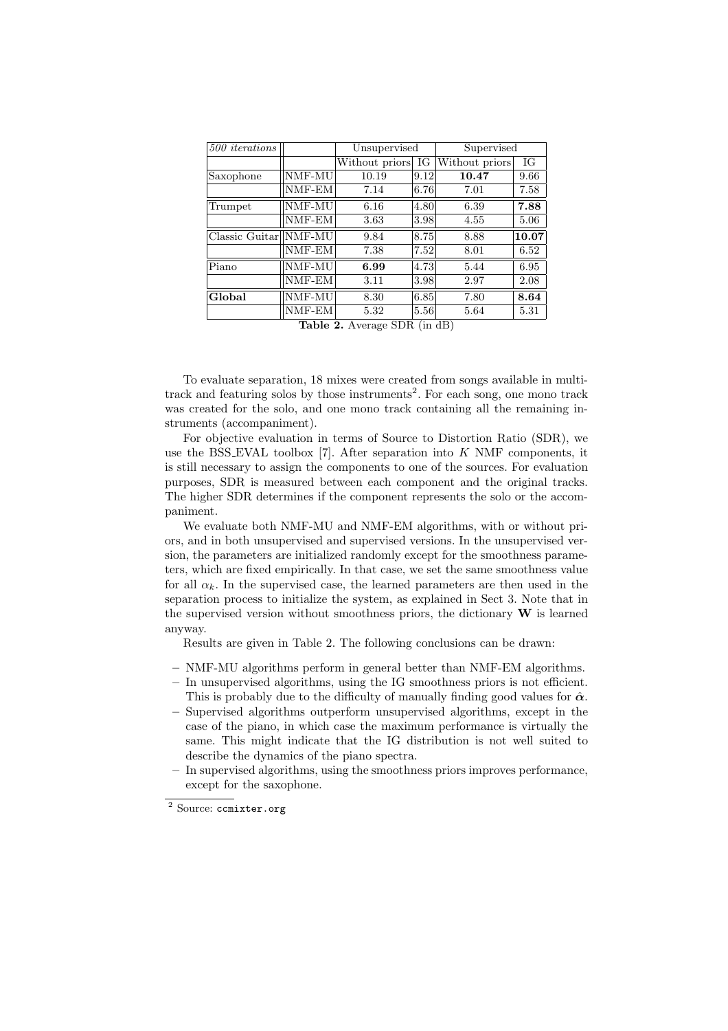| *500 iterations* | | Unsupervised | | Supervised | |
|---|---|---|---|---|---|
| | | Without priors | IG | Without priors | IG |
| Saxophone | NMF-MU | 10.19 | 9.12 | **10.47** | 9.66 |
| | NMF-EM | 7.14 | 6.76 | 7.01 | 7.58 |
| Trumpet | NMF-MU | 6.16 | 4.80 | 6.39 | **7.88** |
| | NMF-EM | 3.63 | 3.98 | 4.55 | 5.06 |
| Classic Guitar | NMF-MU | 9.84 | 8.75 | 8.88 | **10.07** |
| | NMF-EM | 7.38 | 7.52 | 8.01 | 6.52 |
| Piano | NMF-MU | **6.99** | 4.73 | 5.44 | 6.95 |
| | NMF-EM | 3.11 | 3.98 | 2.97 | 2.08 |
| **Global** | NMF-MU | 8.30 | 6.85 | 7.80 | **8.64** |
| | NMF-EM | 5.32 | 5.56 | 5.64 | 5.31 |

**Table 2.** Average SDR (in dB)

To evaluate separation, 18 mixes were created from songs available in multi-track and featuring solos by those instruments[2]. For each song, one mono track was created for the solo, and one mono track containing all the remaining instruments (accompaniment).

For objective evaluation in terms of Source to Distortion Ratio (SDR), we use the BSS_EVAL toolbox [7]. After separation into $K$ NMF components, it is still necessary to assign the components to one of the sources. For evaluation purposes, SDR is measured between each component and the original tracks. The higher SDR determines if the component represents the solo or the accompaniment.

We evaluate both NMF-MU and NMF-EM algorithms, with or without priors, and in both unsupervised and supervised versions. In the unsupervised version, the parameters are initialized randomly except for the smoothness parameters, which are fixed empirically. In that case, we set the same smoothness value for all $\alpha_k$. In the supervised case, the learned parameters are then used in the separation process to initialize the system, as explained in Sect 3. Note that in the supervised version without smoothness priors, the dictionary $\mathbf{W}$ is learned anyway.

Results are given in Table 2. The following conclusions can be drawn:

- NMF-MU algorithms perform in general better than NMF-EM algorithms.
- In unsupervised algorithms, using the IG smoothness priors is not efficient. This is probably due to the difficulty of manually finding good values for $\hat{\boldsymbol{\alpha}}$.
- Supervised algorithms outperform unsupervised algorithms, except in the case of the piano, in which case the maximum performance is virtually the same. This might indicate that the IG distribution is not well suited to describe the dynamics of the piano spectra.
- In supervised algorithms, using the smoothness priors improves performance, except for the saxophone.

[2] Source: `ccmixter.org`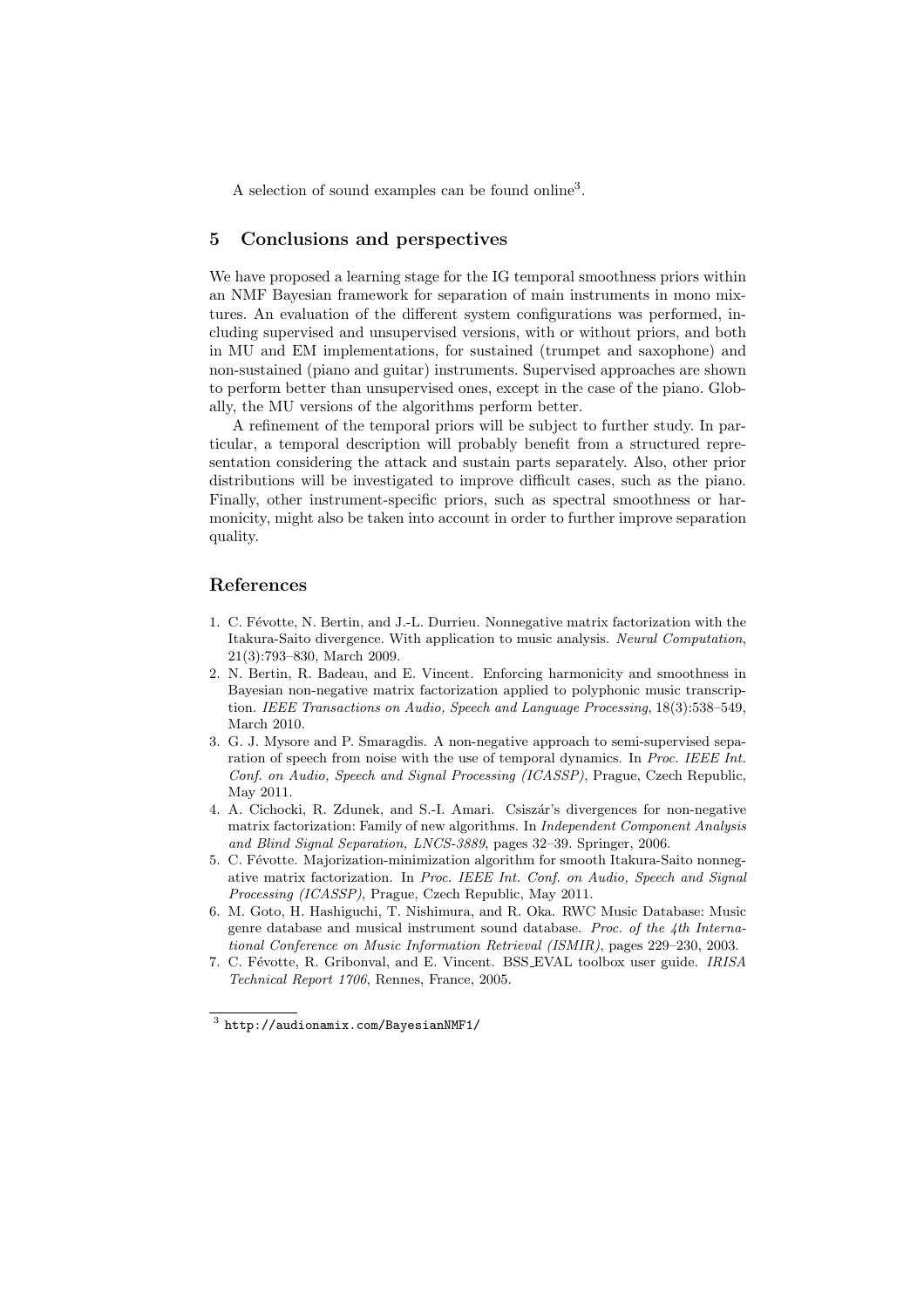A selection of sound examples can be found online[3].

## 5 Conclusions and perspectives

We have proposed a learning stage for the IG temporal smoothness priors within an NMF Bayesian framework for separation of main instruments in mono mixtures. An evaluation of the different system configurations was performed, including supervised and unsupervised versions, with or without priors, and both in MU and EM implementations, for sustained (trumpet and saxophone) and non-sustained (piano and guitar) instruments. Supervised approaches are shown to perform better than unsupervised ones, except in the case of the piano. Globally, the MU versions of the algorithms perform better.

A refinement of the temporal priors will be subject to further study. In particular, a temporal description will probably benefit from a structured representation considering the attack and sustain parts separately. Also, other prior distributions will be investigated to improve difficult cases, such as the piano. Finally, other instrument-specific priors, such as spectral smoothness or harmonicity, might also be taken into account in order to further improve separation quality.

## References

1. C. Févotte, N. Bertin, and J.-L. Durrieu. Nonnegative matrix factorization with the Itakura-Saito divergence. With application to music analysis. *Neural Computation*, 21(3):793–830, March 2009.
2. N. Bertin, R. Badeau, and E. Vincent. Enforcing harmonicity and smoothness in Bayesian non-negative matrix factorization applied to polyphonic music transcription. *IEEE Transactions on Audio, Speech and Language Processing*, 18(3):538–549, March 2010.
3. G. J. Mysore and P. Smaragdis. A non-negative approach to semi-supervised separation of speech from noise with the use of temporal dynamics. In *Proc. IEEE Int. Conf. on Audio, Speech and Signal Processing (ICASSP)*, Prague, Czech Republic, May 2011.
4. A. Cichocki, R. Zdunek, and S.-I. Amari. Csiszár's divergences for non-negative matrix factorization: Family of new algorithms. In *Independent Component Analysis and Blind Signal Separation, LNCS-3889*, pages 32–39. Springer, 2006.
5. C. Févotte. Majorization-minimization algorithm for smooth Itakura-Saito nonnegative matrix factorization. In *Proc. IEEE Int. Conf. on Audio, Speech and Signal Processing (ICASSP)*, Prague, Czech Republic, May 2011.
6. M. Goto, H. Hashiguchi, T. Nishimura, and R. Oka. RWC Music Database: Music genre database and musical instrument sound database. *Proc. of the 4th International Conference on Music Information Retrieval (ISMIR)*, pages 229–230, 2003.
7. C. Févotte, R. Gribonval, and E. Vincent. BSS_EVAL toolbox user guide. *IRISA Technical Report 1706*, Rennes, France, 2005.

[3] http://audionamix.com/BayesianNMF1/